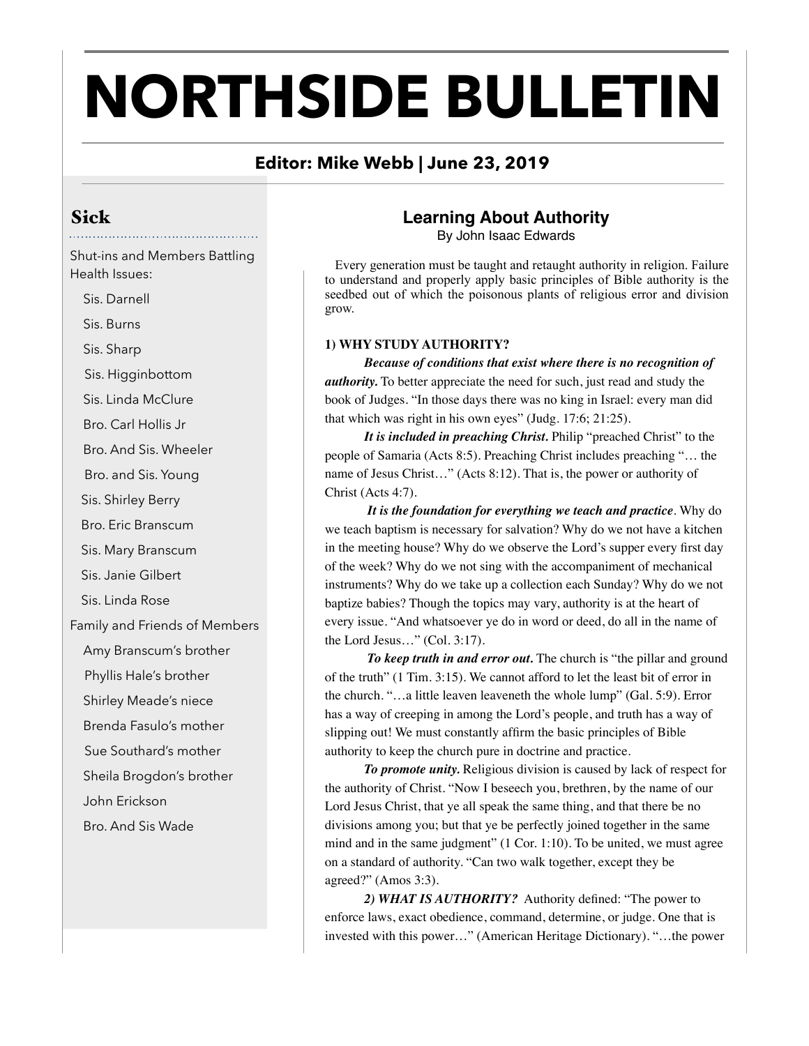# NORTHSIDE BULLETIN

**Editor: Mike Webb | June 23, 2019**

## Sick

Shut-ins and Members Battling Health Issues:

- Sis. Darnell
- Sis. Burns
- Sis. Sharp
- Sis. Higginbottom
- Sis. Linda McClure
- Bro. Carl Hollis Jr
- Bro. And Sis. Wheeler
- Bro. and Sis. Young
- Sis. Shirley Berry
- Bro. Eric Branscum
- Sis. Mary Branscum
- Sis. Janie Gilbert
- Sis. Linda Rose

Family and Friends of Members

- Amy Branscum's brother
- Phyllis Hale's brother
- Shirley Meade's niece
- Brenda Fasulo's mother
- Sue Southard's mother
- Sheila Brogdon's brother
- John Erickson
- Bro. And Sis Wade

## Learning About Authority

By John Isaac Edwards

Every generation must be taught and retaught authority in religion. Failure to understand and properly apply basic principles of Bible authority is the seedbed out of which the poisonous plants of religious error and division grow.

**1) WHY STUDY AUTHORITY?**

***Because of conditions that exist where there is no recognition of authority.*** To better appreciate the need for such, just read and study the book of Judges. "In those days there was no king in Israel: every man did that which was right in his own eyes" (Judg. 17:6; 21:25).

***It is included in preaching Christ.*** Philip "preached Christ" to the people of Samaria (Acts 8:5). Preaching Christ includes preaching "… the name of Jesus Christ…" (Acts 8:12). That is, the power or authority of Christ (Acts 4:7).

***It is the foundation for everything we teach and practice***. Why do we teach baptism is necessary for salvation? Why do we not have a kitchen in the meeting house? Why do we observe the Lord's supper every first day of the week? Why do we not sing with the accompaniment of mechanical instruments? Why do we take up a collection each Sunday? Why do we not baptize babies? Though the topics may vary, authority is at the heart of every issue. "And whatsoever ye do in word or deed, do all in the name of the Lord Jesus…" (Col. 3:17).

***To keep truth in and error out.*** The church is "the pillar and ground of the truth" (1 Tim. 3:15). We cannot afford to let the least bit of error in the church. "…a little leaven leaveneth the whole lump" (Gal. 5:9). Error has a way of creeping in among the Lord's people, and truth has a way of slipping out! We must constantly affirm the basic principles of Bible authority to keep the church pure in doctrine and practice.

***To promote unity.*** Religious division is caused by lack of respect for the authority of Christ. "Now I beseech you, brethren, by the name of our Lord Jesus Christ, that ye all speak the same thing, and that there be no divisions among you; but that ye be perfectly joined together in the same mind and in the same judgment" (1 Cor. 1:10). To be united, we must agree on a standard of authority. "Can two walk together, except they be agreed?" (Amos 3:3).

***2) WHAT IS AUTHORITY?*** Authority defined: "The power to enforce laws, exact obedience, command, determine, or judge. One that is invested with this power…" (American Heritage Dictionary). "…the power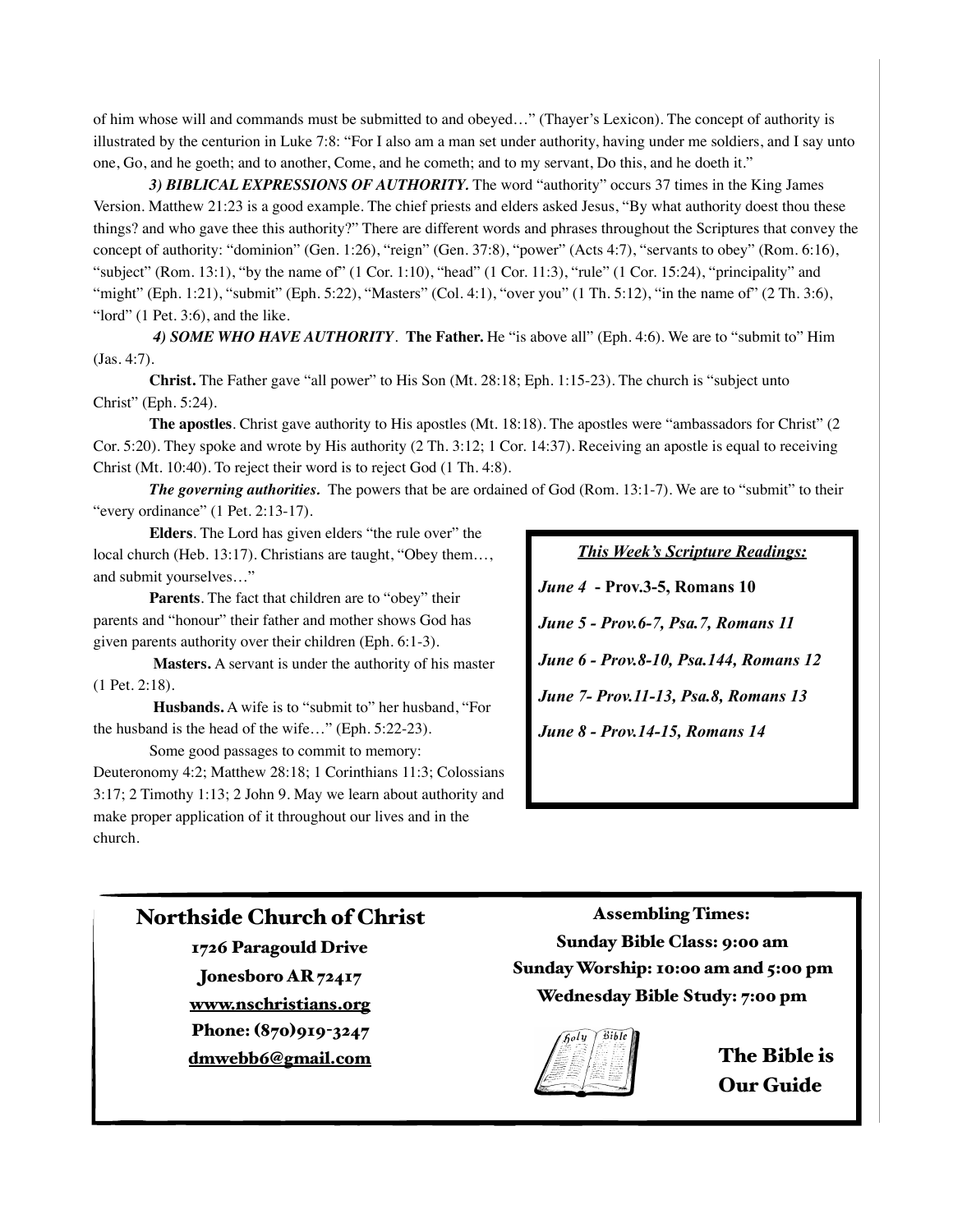of him whose will and commands must be submitted to and obeyed…" (Thayer's Lexicon). The concept of authority is illustrated by the centurion in Luke 7:8: "For I also am a man set under authority, having under me soldiers, and I say unto one, Go, and he goeth; and to another, Come, and he cometh; and to my servant, Do this, and he doeth it."

***3) BIBLICAL EXPRESSIONS OF AUTHORITY.*** The word "authority" occurs 37 times in the King James Version. Matthew 21:23 is a good example. The chief priests and elders asked Jesus, "By what authority doest thou these things? and who gave thee this authority?" There are different words and phrases throughout the Scriptures that convey the concept of authority: "dominion" (Gen. 1:26), "reign" (Gen. 37:8), "power" (Acts 4:7), "servants to obey" (Rom. 6:16), "subject" (Rom. 13:1), "by the name of" (1 Cor. 1:10), "head" (1 Cor. 11:3), "rule" (1 Cor. 15:24), "principality" and "might" (Eph. 1:21), "submit" (Eph. 5:22), "Masters" (Col. 4:1), "over you" (1 Th. 5:12), "in the name of" (2 Th. 3:6), "lord" (1 Pet. 3:6), and the like.

***4) SOME WHO HAVE AUTHORITY***. **The Father.** He "is above all" (Eph. 4:6). We are to "submit to" Him (Jas. 4:7).

**Christ.** The Father gave "all power" to His Son (Mt. 28:18; Eph. 1:15-23). The church is "subject unto Christ" (Eph. 5:24).

**The apostles**. Christ gave authority to His apostles (Mt. 18:18). The apostles were "ambassadors for Christ" (2 Cor. 5:20). They spoke and wrote by His authority (2 Th. 3:12; 1 Cor. 14:37). Receiving an apostle is equal to receiving Christ (Mt. 10:40). To reject their word is to reject God (1 Th. 4:8).

***The governing authorities.*** The powers that be are ordained of God (Rom. 13:1-7). We are to "submit" to their "every ordinance" (1 Pet. 2:13-17).

**Elders**. The Lord has given elders "the rule over" the local church (Heb. 13:17). Christians are taught, "Obey them…, and submit yourselves…"

**Parents**. The fact that children are to "obey" their parents and "honour" their father and mother shows God has given parents authority over their children (Eph. 6:1-3).

**Masters.** A servant is under the authority of his master (1 Pet. 2:18).

**Husbands.** A wife is to "submit to" her husband, "For the husband is the head of the wife…" (Eph. 5:22-23).

Some good passages to commit to memory: Deuteronomy 4:2; Matthew 28:18; 1 Corinthians 11:3; Colossians 3:17; 2 Timothy 1:13; 2 John 9. May we learn about authority and make proper application of it throughout our lives and in the church.

***This Week's Scripture Readings:***

***June 4*** **- Prov.3-5, Romans 10**

***June 5 - Prov.6-7, Psa.7, Romans 11***

***June 6 - Prov.8-10, Psa.144, Romans 12***

***June 7- Prov.11-13, Psa.8, Romans 13***

***June 8 - Prov.14-15, Romans 14***

**Northside Church of Christ**

**1726 Paragould Drive**

**Jonesboro AR 72417**

**www.nschristians.org**

**Phone: (870)919-3247**

**dmwebb6@gmail.com**

**Assembling Times:**

**Sunday Bible Class: 9:00 am**

**Sunday Worship: 10:00 am and 5:00 pm**

**Wednesday Bible Study: 7:00 pm**

**The Bible is Our Guide**